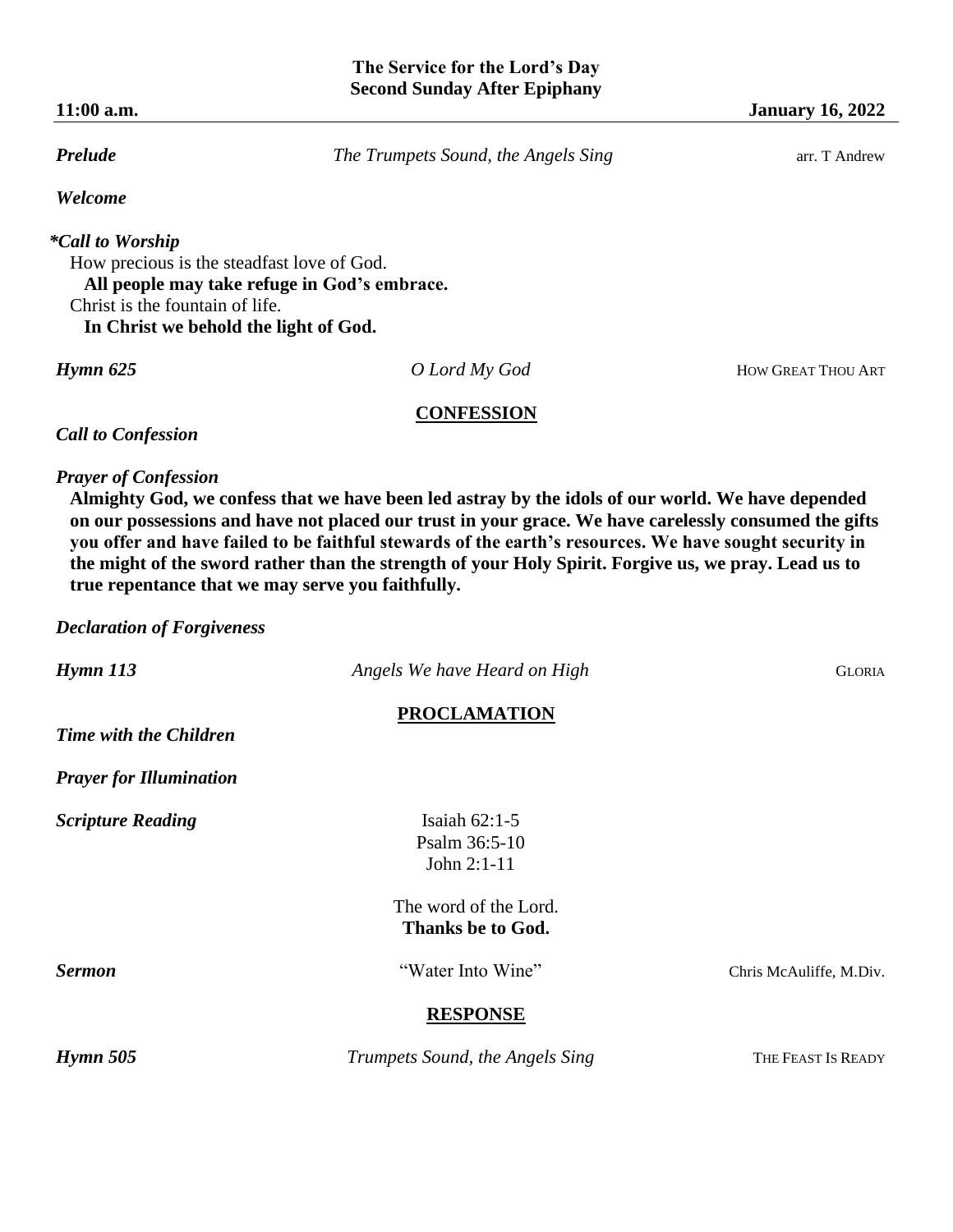**The Service for the Lord's Day**
**Second Sunday After Epiphany**

**11:00 a.m.** **January 16, 2022**

***Prelude*** *The Trumpets Sound, the Angels Sing* arr. T Andrew

***Welcome***

***\*Call to Worship***

How precious is the steadfast love of God.
**All people may take refuge in God's embrace.**
Christ is the fountain of life.
**In Christ we behold the light of God.**

***Hymn 625*** *O Lord My God* HOW GREAT THOU ART

## CONFESSION

***Call to Confession***

***Prayer of Confession***

**Almighty God, we confess that we have been led astray by the idols of our world. We have depended on our possessions and have not placed our trust in your grace. We have carelessly consumed the gifts you offer and have failed to be faithful stewards of the earth's resources. We have sought security in the might of the sword rather than the strength of your Holy Spirit. Forgive us, we pray. Lead us to true repentance that we may serve you faithfully.**

***Declaration of Forgiveness***

***Hymn 113*** *Angels We have Heard on High* GLORIA

## PROCLAMATION

***Time with the Children***

***Prayer for Illumination***

***Scripture Reading***

Isaiah 62:1-5
Psalm 36:5-10
John 2:1-11

The word of the Lord.
**Thanks be to God.**

***Sermon*** "Water Into Wine" Chris McAuliffe, M.Div.

## RESPONSE

***Hymn 505*** *Trumpets Sound, the Angels Sing* THE FEAST IS READY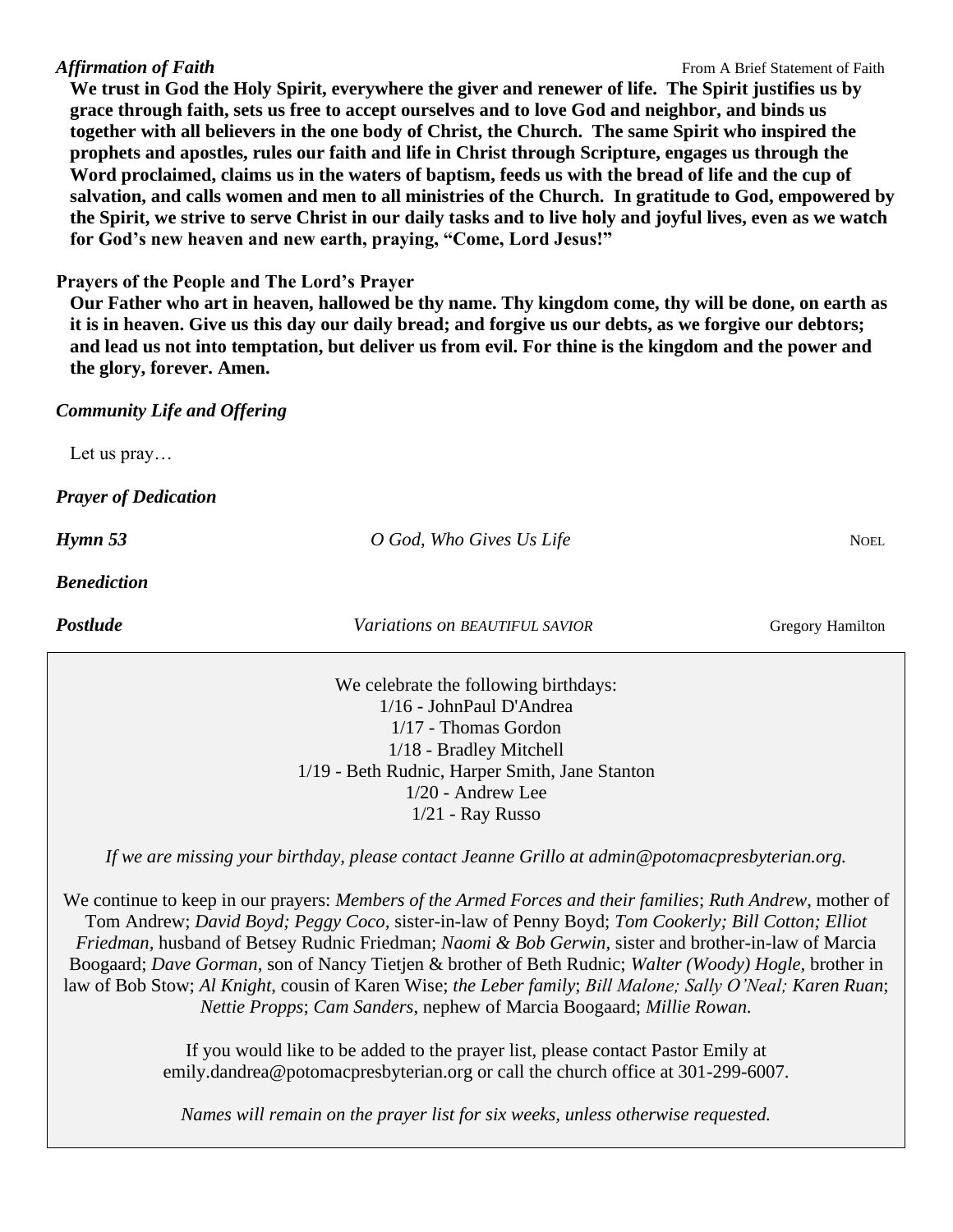***Affirmation of Faith*** From A Brief Statement of Faith

**We trust in God the Holy Spirit, everywhere the giver and renewer of life. The Spirit justifies us by grace through faith, sets us free to accept ourselves and to love God and neighbor, and binds us together with all believers in the one body of Christ, the Church. The same Spirit who inspired the prophets and apostles, rules our faith and life in Christ through Scripture, engages us through the Word proclaimed, claims us in the waters of baptism, feeds us with the bread of life and the cup of salvation, and calls women and men to all ministries of the Church. In gratitude to God, empowered by the Spirit, we strive to serve Christ in our daily tasks and to live holy and joyful lives, even as we watch for God's new heaven and new earth, praying, "Come, Lord Jesus!"**

**Prayers of the People and The Lord's Prayer**

**Our Father who art in heaven, hallowed be thy name. Thy kingdom come, thy will be done, on earth as it is in heaven. Give us this day our daily bread; and forgive us our debts, as we forgive our debtors; and lead us not into temptation, but deliver us from evil. For thine is the kingdom and the power and the glory, forever. Amen.**

***Community Life and Offering***

Let us pray…

***Prayer of Dedication***

***Hymn 53*** *O God, Who Gives Us Life* NOEL

***Benediction***

***Postlude*** *Variations on* BEAUTIFUL SAVIOR Gregory Hamilton

We celebrate the following birthdays:
1/16 - JohnPaul D'Andrea
1/17 - Thomas Gordon
1/18 - Bradley Mitchell
1/19 - Beth Rudnic, Harper Smith, Jane Stanton
1/20 - Andrew Lee
1/21 - Ray Russo

*If we are missing your birthday, please contact Jeanne Grillo at admin@potomacpresbyterian.org.*

We continue to keep in our prayers: *Members of the Armed Forces and their families*; *Ruth Andrew*, mother of Tom Andrew; *David Boyd; Peggy Coco,* sister-in-law of Penny Boyd; *Tom Cookerly; Bill Cotton; Elliot Friedman,* husband of Betsey Rudnic Friedman; *Naomi & Bob Gerwin,* sister and brother-in-law of Marcia Boogaard; *Dave Gorman*, son of Nancy Tietjen & brother of Beth Rudnic; *Walter (Woody) Hogle,* brother in law of Bob Stow; *Al Knight*, cousin of Karen Wise; *the Leber family*; *Bill Malone; Sally O'Neal; Karen Ruan*; *Nettie Propps*; *Cam Sanders*, nephew of Marcia Boogaard; *Millie Rowan.*

If you would like to be added to the prayer list, please contact Pastor Emily at emily.dandrea@potomacpresbyterian.org or call the church office at 301-299-6007.

*Names will remain on the prayer list for six weeks, unless otherwise requested.*